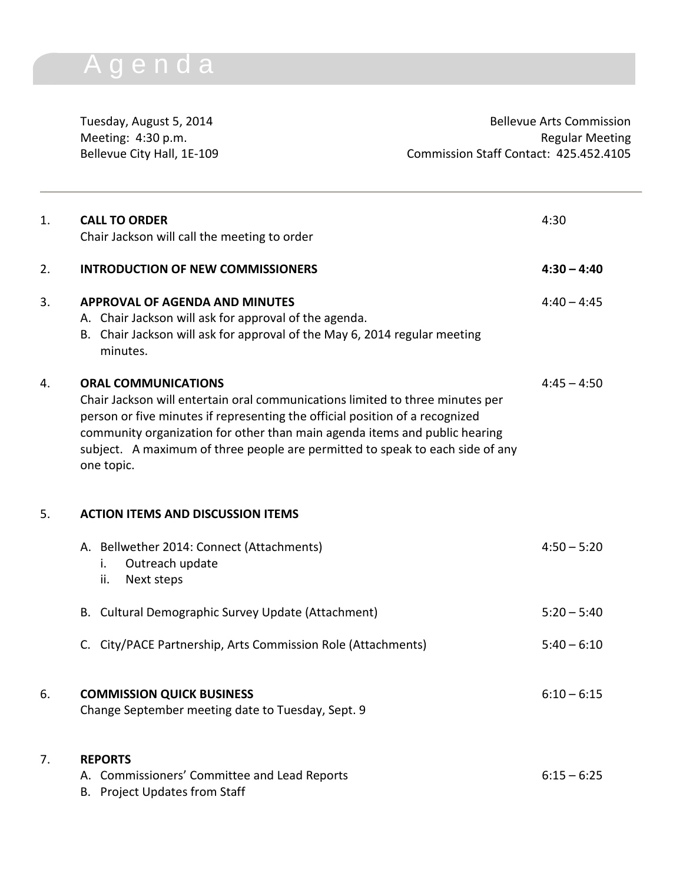# Agenda

Tuesday, August 5, 2014
Meeting: 4:30 p.m.
Bellevue City Hall, 1E-109

Bellevue Arts Commission
Regular Meeting
Commission Staff Contact: 425.452.4105

---

1. **CALL TO ORDER** — 4:30
   Chair Jackson will call the meeting to order

2. **INTRODUCTION OF NEW COMMISSIONERS** — **4:30 – 4:40**

3. **APPROVAL OF AGENDA AND MINUTES** — 4:40 – 4:45
   A. Chair Jackson will ask for approval of the agenda.
   B. Chair Jackson will ask for approval of the May 6, 2014 regular meeting minutes.

4. **ORAL COMMUNICATIONS** — 4:45 – 4:50
   Chair Jackson will entertain oral communications limited to three minutes per person or five minutes if representing the official position of a recognized community organization for other than main agenda items and public hearing subject. A maximum of three people are permitted to speak to each side of any one topic.

5. **ACTION ITEMS AND DISCUSSION ITEMS**

   A. Bellwether 2014: Connect (Attachments) — 4:50 – 5:20
      i. Outreach update
      ii. Next steps

   B. Cultural Demographic Survey Update (Attachment) — 5:20 – 5:40

   C. City/PACE Partnership, Arts Commission Role (Attachments) — 5:40 – 6:10

6. **COMMISSION QUICK BUSINESS** — 6:10 – 6:15
   Change September meeting date to Tuesday, Sept. 9

7. **REPORTS**
   A. Commissioners' Committee and Lead Reports — 6:15 – 6:25
   B. Project Updates from Staff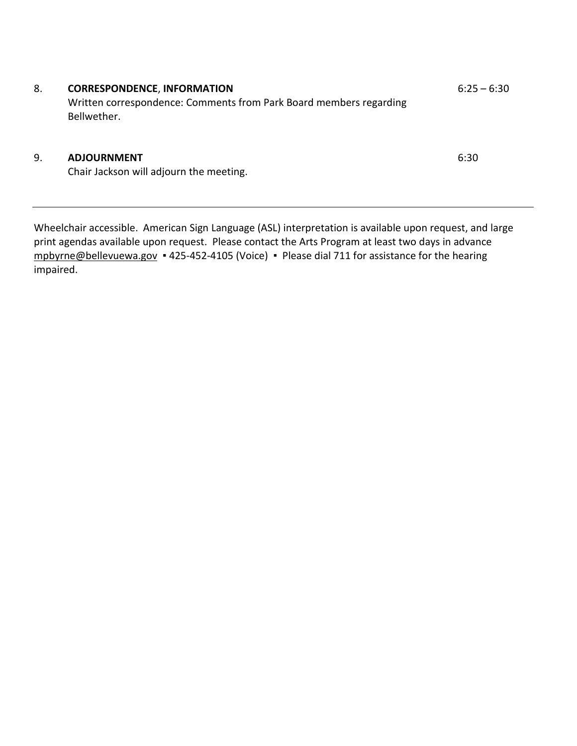8. **CORRESPONDENCE**, **INFORMATION** 6:25 – 6:30
   Written correspondence: Comments from Park Board members regarding Bellwether.

9. **ADJOURNMENT** 6:30
   Chair Jackson will adjourn the meeting.

---

Wheelchair accessible. American Sign Language (ASL) interpretation is available upon request, and large print agendas available upon request. Please contact the Arts Program at least two days in advance mpbyrne@bellevuewa.gov ▪ 425-452-4105 (Voice) ▪ Please dial 711 for assistance for the hearing impaired.